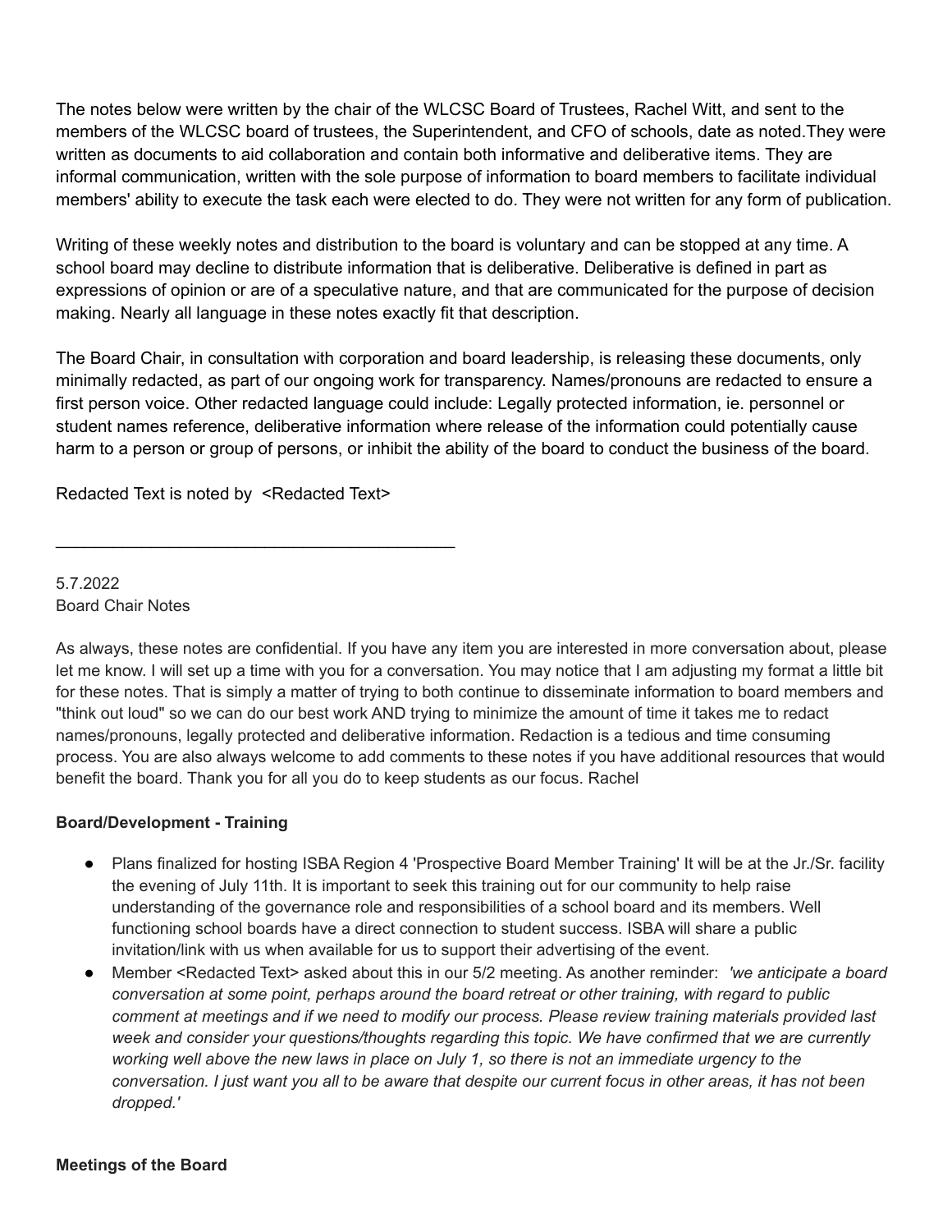The notes below were written by the chair of the WLCSC Board of Trustees, Rachel Witt, and sent to the members of the WLCSC board of trustees, the Superintendent, and CFO of schools, date as noted.They were written as documents to aid collaboration and contain both informative and deliberative items. They are informal communication, written with the sole purpose of information to board members to facilitate individual members' ability to execute the task each were elected to do. They were not written for any form of publication.

Writing of these weekly notes and distribution to the board is voluntary and can be stopped at any time. A school board may decline to distribute information that is deliberative. Deliberative is defined in part as expressions of opinion or are of a speculative nature, and that are communicated for the purpose of decision making. Nearly all language in these notes exactly fit that description.

The Board Chair, in consultation with corporation and board leadership, is releasing these documents, only minimally redacted, as part of our ongoing work for transparency. Names/pronouns are redacted to ensure a first person voice. Other redacted language could include: Legally protected information, ie. personnel or student names reference, deliberative information where release of the information could potentially cause harm to a person or group of persons, or inhibit the ability of the board to conduct the business of the board.

Redacted Text is noted by <Redacted Text>

---

5.7.2022
Board Chair Notes

As always, these notes are confidential. If you have any item you are interested in more conversation about, please let me know. I will set up a time with you for a conversation. You may notice that I am adjusting my format a little bit for these notes. That is simply a matter of trying to both continue to disseminate information to board members and "think out loud" so we can do our best work AND trying to minimize the amount of time it takes me to redact names/pronouns, legally protected and deliberative information. Redaction is a tedious and time consuming process. You are also always welcome to add comments to these notes if you have additional resources that would benefit the board. Thank you for all you do to keep students as our focus. Rachel

**Board/Development - Training**

- Plans finalized for hosting ISBA Region 4 'Prospective Board Member Training' It will be at the Jr./Sr. facility the evening of July 11th. It is important to seek this training out for our community to help raise understanding of the governance role and responsibilities of a school board and its members. Well functioning school boards have a direct connection to student success. ISBA will share a public invitation/link with us when available for us to support their advertising of the event.
- Member <Redacted Text> asked about this in our 5/2 meeting. As another reminder: *'we anticipate a board conversation at some point, perhaps around the board retreat or other training, with regard to public comment at meetings and if we need to modify our process. Please review training materials provided last week and consider your questions/thoughts regarding this topic. We have confirmed that we are currently working well above the new laws in place on July 1, so there is not an immediate urgency to the conversation. I just want you all to be aware that despite our current focus in other areas, it has not been dropped.'*

**Meetings of the Board**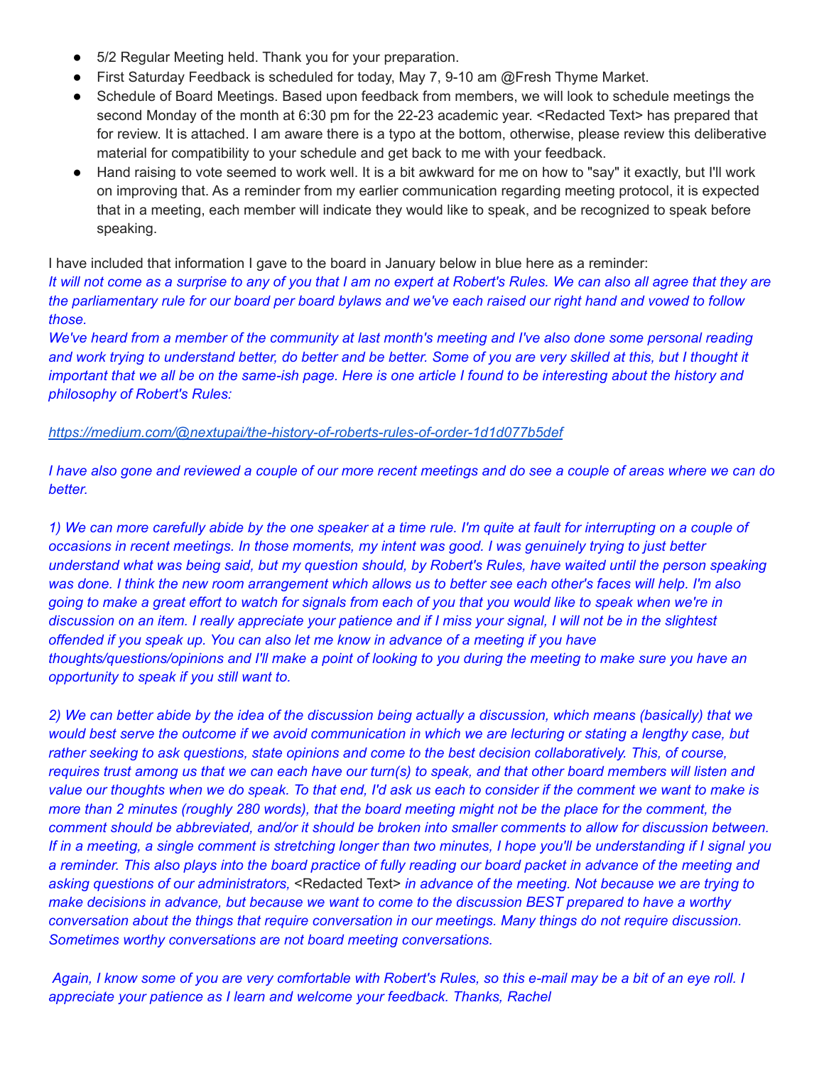- 5/2 Regular Meeting held. Thank you for your preparation.
- First Saturday Feedback is scheduled for today, May 7, 9-10 am @Fresh Thyme Market.
- Schedule of Board Meetings. Based upon feedback from members, we will look to schedule meetings the second Monday of the month at 6:30 pm for the 22-23 academic year. <Redacted Text> has prepared that for review. It is attached. I am aware there is a typo at the bottom, otherwise, please review this deliberative material for compatibility to your schedule and get back to me with your feedback.
- Hand raising to vote seemed to work well. It is a bit awkward for me on how to "say" it exactly, but I'll work on improving that. As a reminder from my earlier communication regarding meeting protocol, it is expected that in a meeting, each member will indicate they would like to speak, and be recognized to speak before speaking.

I have included that information I gave to the board in January below in blue here as a reminder:

*It will not come as a surprise to any of you that I am no expert at Robert's Rules. We can also all agree that they are the parliamentary rule for our board per board bylaws and we've each raised our right hand and vowed to follow those.*

*We've heard from a member of the community at last month's meeting and I've also done some personal reading and work trying to understand better, do better and be better. Some of you are very skilled at this, but I thought it important that we all be on the same-ish page. Here is one article I found to be interesting about the history and philosophy of Robert's Rules:*

*https://medium.com/@nextupai/the-history-of-roberts-rules-of-order-1d1d077b5def*

*I have also gone and reviewed a couple of our more recent meetings and do see a couple of areas where we can do better.*

*1) We can more carefully abide by the one speaker at a time rule. I'm quite at fault for interrupting on a couple of occasions in recent meetings. In those moments, my intent was good. I was genuinely trying to just better understand what was being said, but my question should, by Robert's Rules, have waited until the person speaking was done. I think the new room arrangement which allows us to better see each other's faces will help. I'm also going to make a great effort to watch for signals from each of you that you would like to speak when we're in discussion on an item. I really appreciate your patience and if I miss your signal, I will not be in the slightest offended if you speak up. You can also let me know in advance of a meeting if you have thoughts/questions/opinions and I'll make a point of looking to you during the meeting to make sure you have an opportunity to speak if you still want to.*

*2) We can better abide by the idea of the discussion being actually a discussion, which means (basically) that we would best serve the outcome if we avoid communication in which we are lecturing or stating a lengthy case, but rather seeking to ask questions, state opinions and come to the best decision collaboratively. This, of course, requires trust among us that we can each have our turn(s) to speak, and that other board members will listen and value our thoughts when we do speak. To that end, I'd ask us each to consider if the comment we want to make is more than 2 minutes (roughly 280 words), that the board meeting might not be the place for the comment, the comment should be abbreviated, and/or it should be broken into smaller comments to allow for discussion between. If in a meeting, a single comment is stretching longer than two minutes, I hope you'll be understanding if I signal you a reminder. This also plays into the board practice of fully reading our board packet in advance of the meeting and asking questions of our administrators,* <Redacted Text> *in advance of the meeting. Not because we are trying to make decisions in advance, but because we want to come to the discussion BEST prepared to have a worthy conversation about the things that require conversation in our meetings. Many things do not require discussion. Sometimes worthy conversations are not board meeting conversations.*

*Again, I know some of you are very comfortable with Robert's Rules, so this e-mail may be a bit of an eye roll. I appreciate your patience as I learn and welcome your feedback. Thanks, Rachel*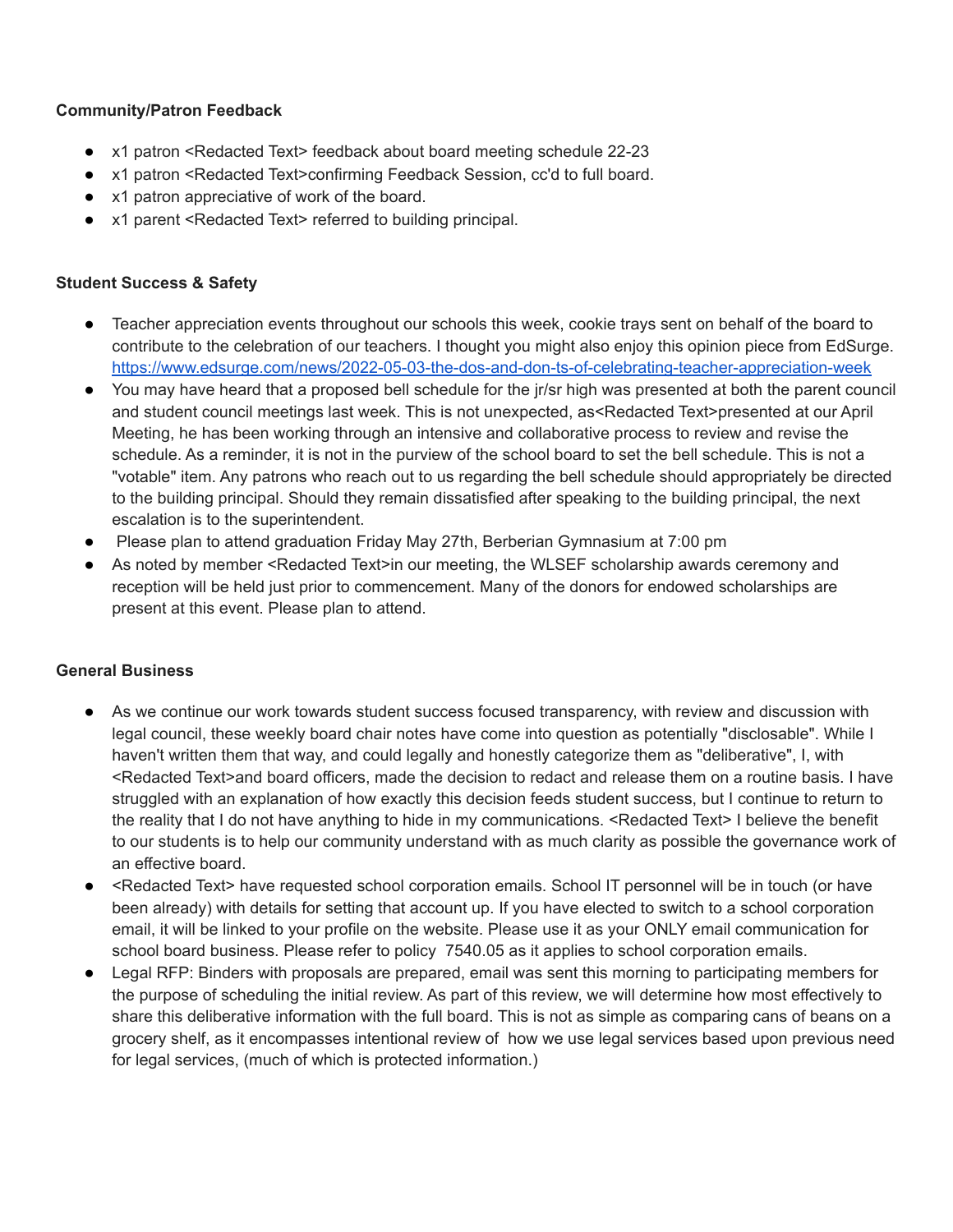**Community/Patron Feedback**

- x1 patron <Redacted Text> feedback about board meeting schedule 22-23
- x1 patron <Redacted Text>confirming Feedback Session, cc'd to full board.
- x1 patron appreciative of work of the board.
- x1 parent <Redacted Text> referred to building principal.

**Student Success & Safety**

- Teacher appreciation events throughout our schools this week, cookie trays sent on behalf of the board to contribute to the celebration of our teachers. I thought you might also enjoy this opinion piece from EdSurge. https://www.edsurge.com/news/2022-05-03-the-dos-and-don-ts-of-celebrating-teacher-appreciation-week
- You may have heard that a proposed bell schedule for the jr/sr high was presented at both the parent council and student council meetings last week. This is not unexpected, as<Redacted Text>presented at our April Meeting, he has been working through an intensive and collaborative process to review and revise the schedule. As a reminder, it is not in the purview of the school board to set the bell schedule. This is not a "votable" item. Any patrons who reach out to us regarding the bell schedule should appropriately be directed to the building principal. Should they remain dissatisfied after speaking to the building principal, the next escalation is to the superintendent.
- Please plan to attend graduation Friday May 27th, Berberian Gymnasium at 7:00 pm
- As noted by member <Redacted Text>in our meeting, the WLSEF scholarship awards ceremony and reception will be held just prior to commencement. Many of the donors for endowed scholarships are present at this event. Please plan to attend.

**General Business**

- As we continue our work towards student success focused transparency, with review and discussion with legal council, these weekly board chair notes have come into question as potentially "disclosable". While I haven't written them that way, and could legally and honestly categorize them as "deliberative", I, with <Redacted Text>and board officers, made the decision to redact and release them on a routine basis. I have struggled with an explanation of how exactly this decision feeds student success, but I continue to return to the reality that I do not have anything to hide in my communications. <Redacted Text> I believe the benefit to our students is to help our community understand with as much clarity as possible the governance work of an effective board.
- <Redacted Text> have requested school corporation emails. School IT personnel will be in touch (or have been already) with details for setting that account up. If you have elected to switch to a school corporation email, it will be linked to your profile on the website. Please use it as your ONLY email communication for school board business. Please refer to policy 7540.05 as it applies to school corporation emails.
- Legal RFP: Binders with proposals are prepared, email was sent this morning to participating members for the purpose of scheduling the initial review. As part of this review, we will determine how most effectively to share this deliberative information with the full board. This is not as simple as comparing cans of beans on a grocery shelf, as it encompasses intentional review of how we use legal services based upon previous need for legal services, (much of which is protected information.)